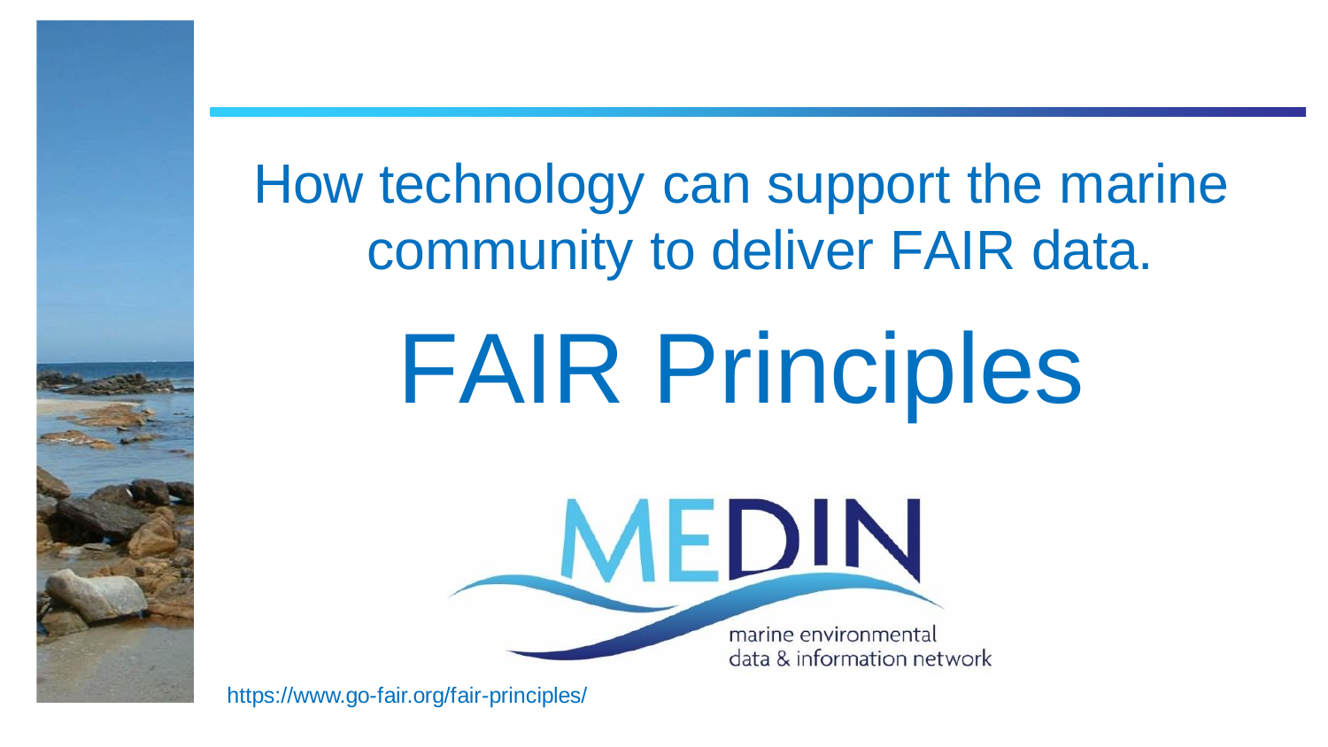How technology can support the marine community to deliver FAIR data.

# FAIR Principles

MEDIN

marine environmental data & information network

https://www.go-fair.org/fair-principles/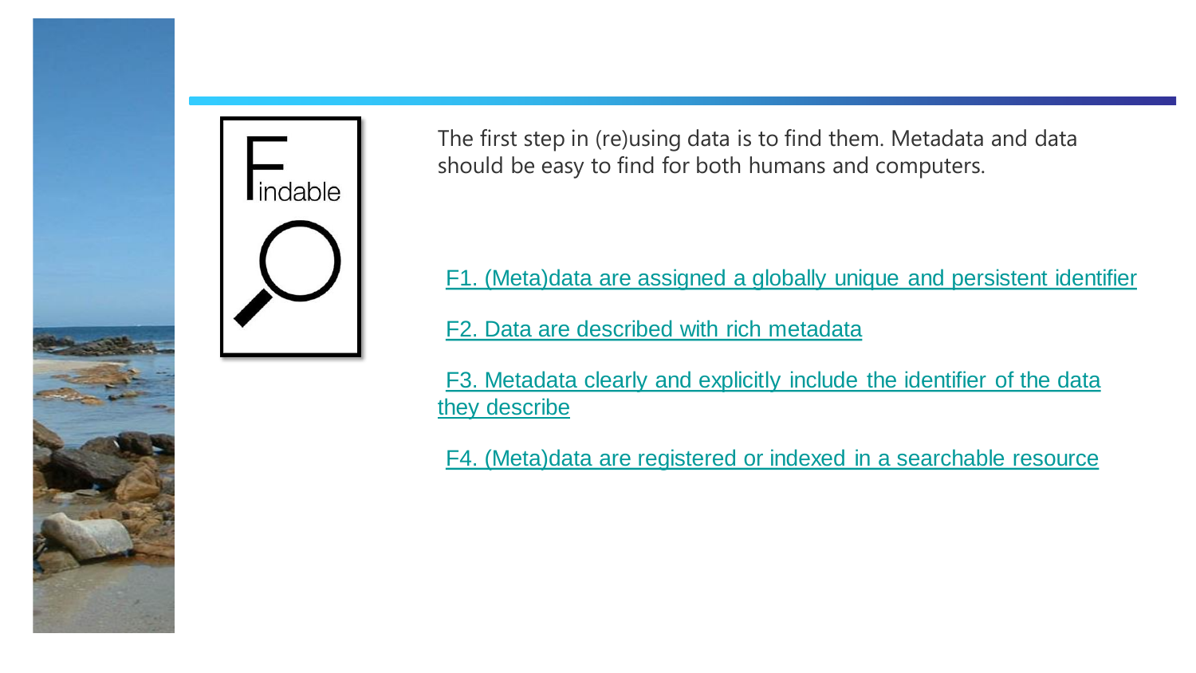Findable

The first step in (re)using data is to find them. Metadata and data should be easy to find for both humans and computers.

F1. (Meta)data are assigned a globally unique and persistent identifier

F2. Data are described with rich metadata

F3. Metadata clearly and explicitly include the identifier of the data they describe

F4. (Meta)data are registered or indexed in a searchable resource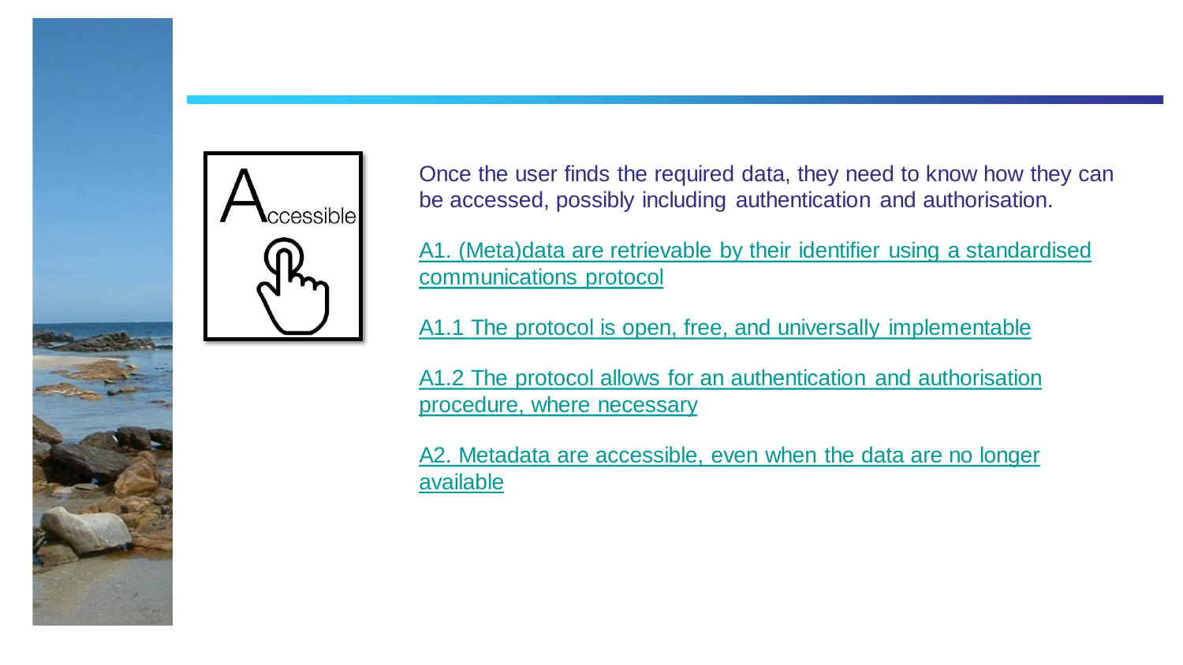Accessible

Once the user finds the required data, they need to know how they can be accessed, possibly including authentication and authorisation.

A1. (Meta)data are retrievable by their identifier using a standardised communications protocol

A1.1 The protocol is open, free, and universally implementable

A1.2 The protocol allows for an authentication and authorisation procedure, where necessary

A2. Metadata are accessible, even when the data are no longer available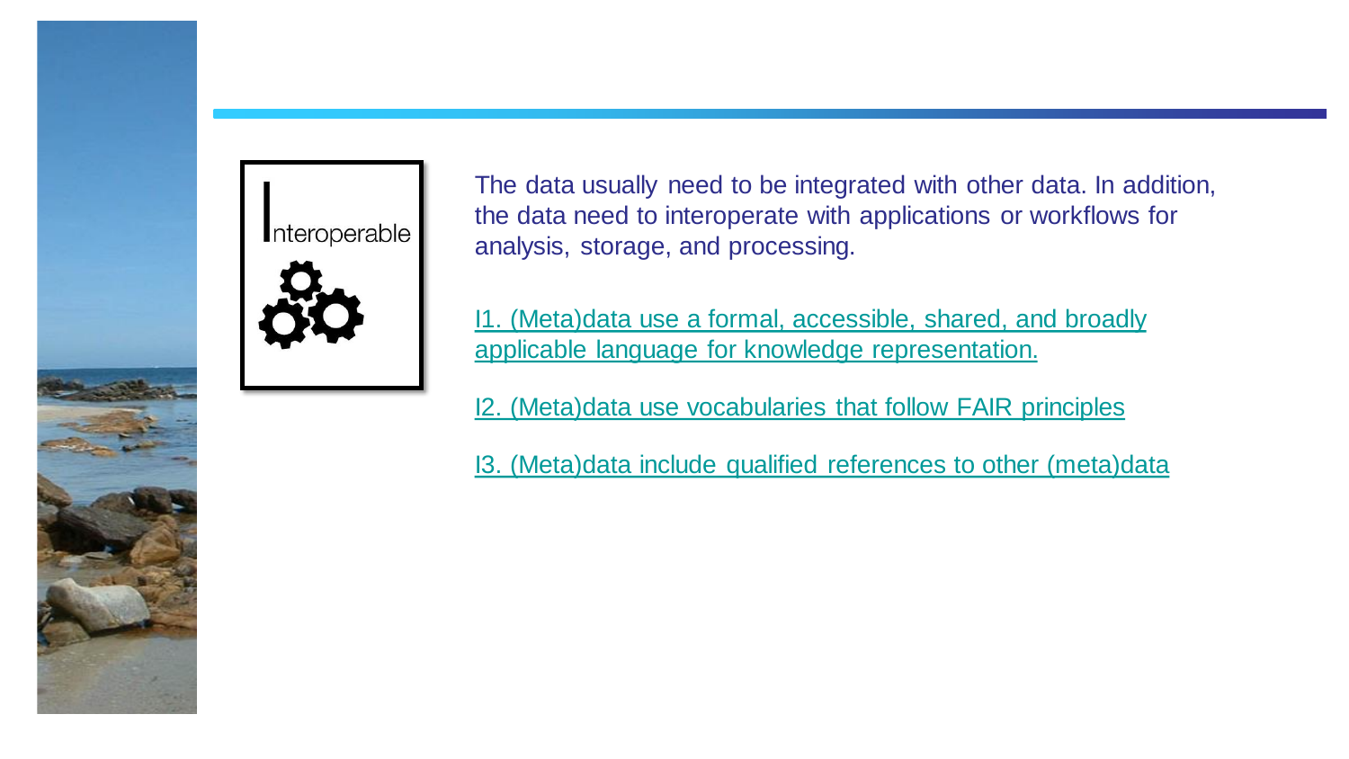Interoperable

The data usually need to be integrated with other data. In addition, the data need to interoperate with applications or workflows for analysis, storage, and processing.

I1. (Meta)data use a formal, accessible, shared, and broadly applicable language for knowledge representation.

I2. (Meta)data use vocabularies that follow FAIR principles

I3. (Meta)data include qualified references to other (meta)data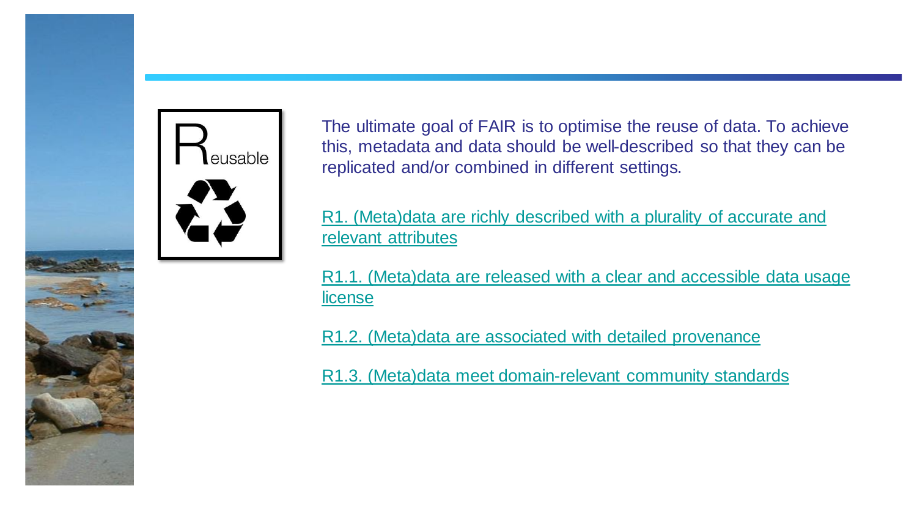# Reusable

The ultimate goal of FAIR is to optimise the reuse of data. To achieve this, metadata and data should be well-described so that they can be replicated and/or combined in different settings.

R1. (Meta)data are richly described with a plurality of accurate and relevant attributes

R1.1. (Meta)data are released with a clear and accessible data usage license

R1.2. (Meta)data are associated with detailed provenance

R1.3. (Meta)data meet domain-relevant community standards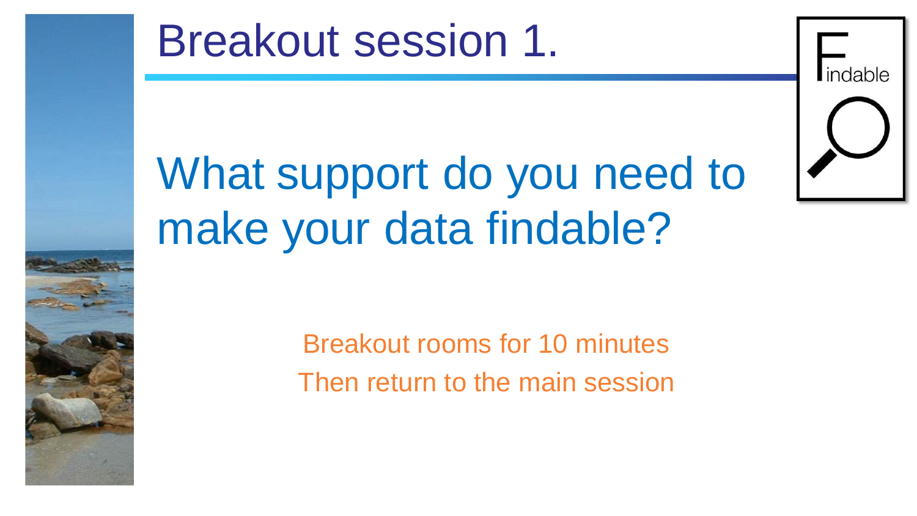# Breakout session 1.

## What support do you need to make your data findable?

Breakout rooms for 10 minutes

Then return to the main session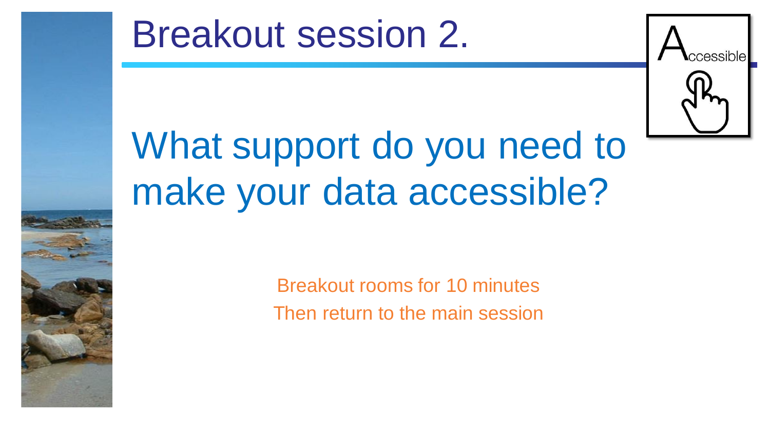# Breakout session 2.

Accessible

## What support do you need to make your data accessible?

Breakout rooms for 10 minutes

Then return to the main session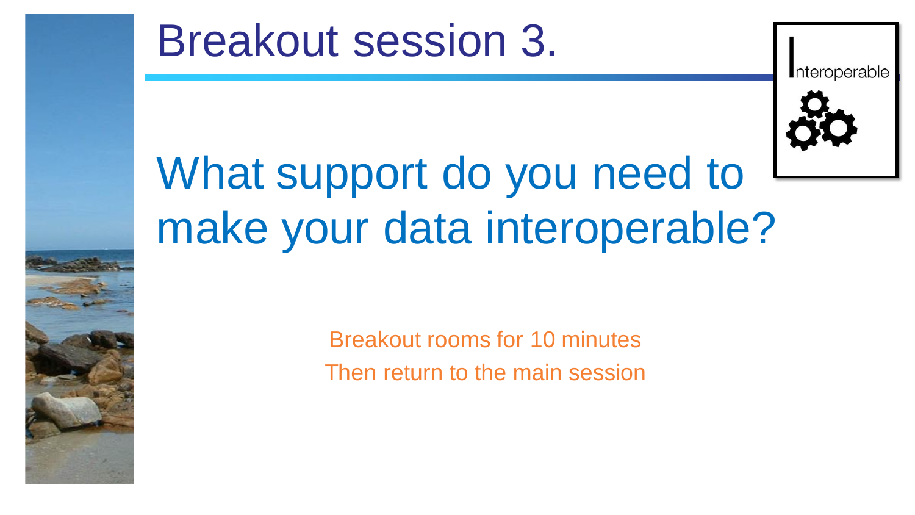# Breakout session 3.

Interoperable

## What support do you need to make your data interoperable?

Breakout rooms for 10 minutes

Then return to the main session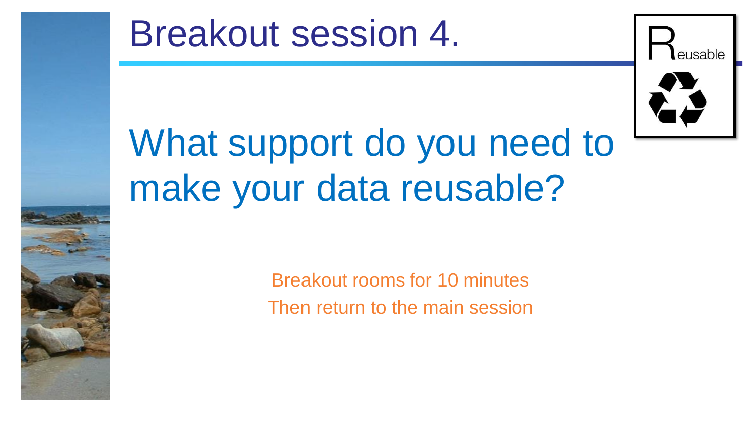# Breakout session 4.

Reusable

## What support do you need to make your data reusable?

Breakout rooms for 10 minutes

Then return to the main session